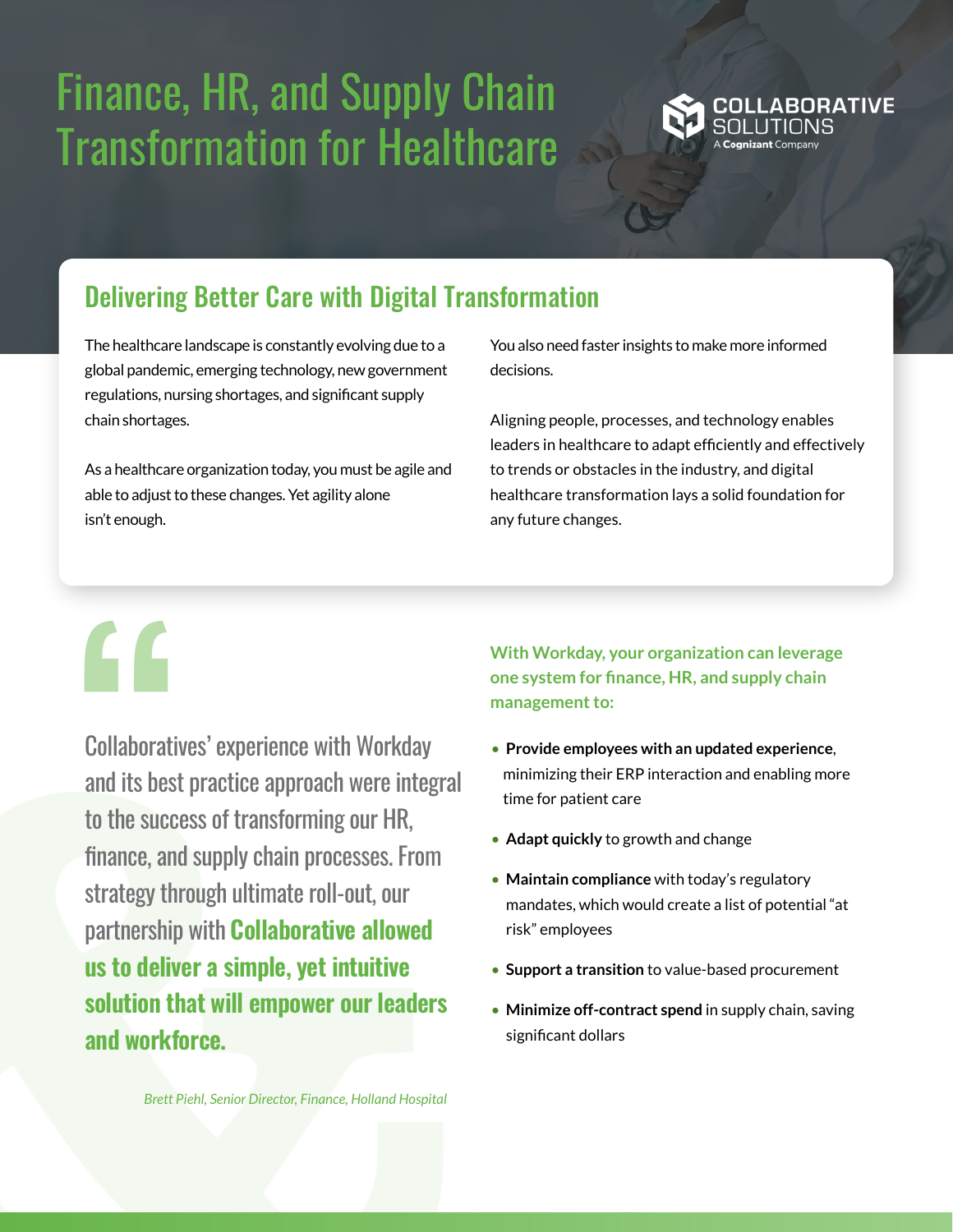# Finance, HR, and Supply Chain Transformation for Healthcare

COLLABORATIVE SOLUTIONS
A Cognizant Company

## Delivering Better Care with Digital Transformation

The healthcare landscape is constantly evolving due to a global pandemic, emerging technology, new government regulations, nursing shortages, and significant supply chain shortages.

As a healthcare organization today, you must be agile and able to adjust to these changes. Yet agility alone isn't enough.

You also need faster insights to make more informed decisions.

Aligning people, processes, and technology enables leaders in healthcare to adapt efficiently and effectively to trends or obstacles in the industry, and digital healthcare transformation lays a solid foundation for any future changes.

> "Collaboratives' experience with Workday and its best practice approach were integral to the success of transforming our HR, finance, and supply chain processes. From strategy through ultimate roll-out, our partnership with **Collaborative allowed us to deliver a simple, yet intuitive solution that will empower our leaders and workforce.**
>
> *Brett Piehl, Senior Director, Finance, Holland Hospital*

**With Workday, your organization can leverage one system for finance, HR, and supply chain management to:**

- **Provide employees with an updated experience**, minimizing their ERP interaction and enabling more time for patient care
- **Adapt quickly** to growth and change
- **Maintain compliance** with today's regulatory mandates, which would create a list of potential "at risk" employees
- **Support a transition** to value-based procurement
- **Minimize off-contract spend** in supply chain, saving significant dollars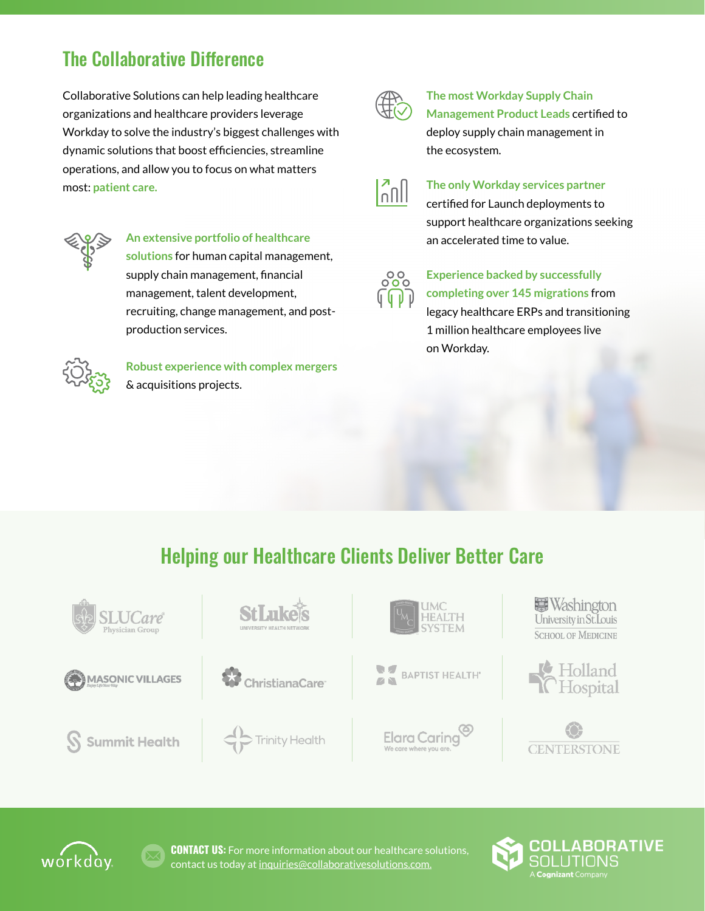## The Collaborative Difference

Collaborative Solutions can help leading healthcare organizations and healthcare providers leverage Workday to solve the industry's biggest challenges with dynamic solutions that boost efficiencies, streamline operations, and allow you to focus on what matters most: **patient care.**

**An extensive portfolio of healthcare solutions** for human capital management, supply chain management, financial management, talent development, recruiting, change management, and post-production services.

**Robust experience with complex mergers** & acquisitions projects.

**The most Workday Supply Chain Management Product Leads** certified to deploy supply chain management in the ecosystem.

**The only Workday services partner** certified for Launch deployments to support healthcare organizations seeking an accelerated time to value.

**Experience backed by successfully completing over 145 migrations** from legacy healthcare ERPs and transitioning 1 million healthcare employees live on Workday.

## Helping our Healthcare Clients Deliver Better Care

SLUCare Physician Group
St Luke's University Health Network
UMC Health System
Washington University in St. Louis School of Medicine
Masonic Villages
ChristianaCare
Baptist Health
Holland Hospital
Summit Health
Trinity Health
Elara Caring — We care where you are.
Centerstone

**CONTACT US:** For more information about our healthcare solutions, contact us today at inquiries@collaborativesolutions.com.